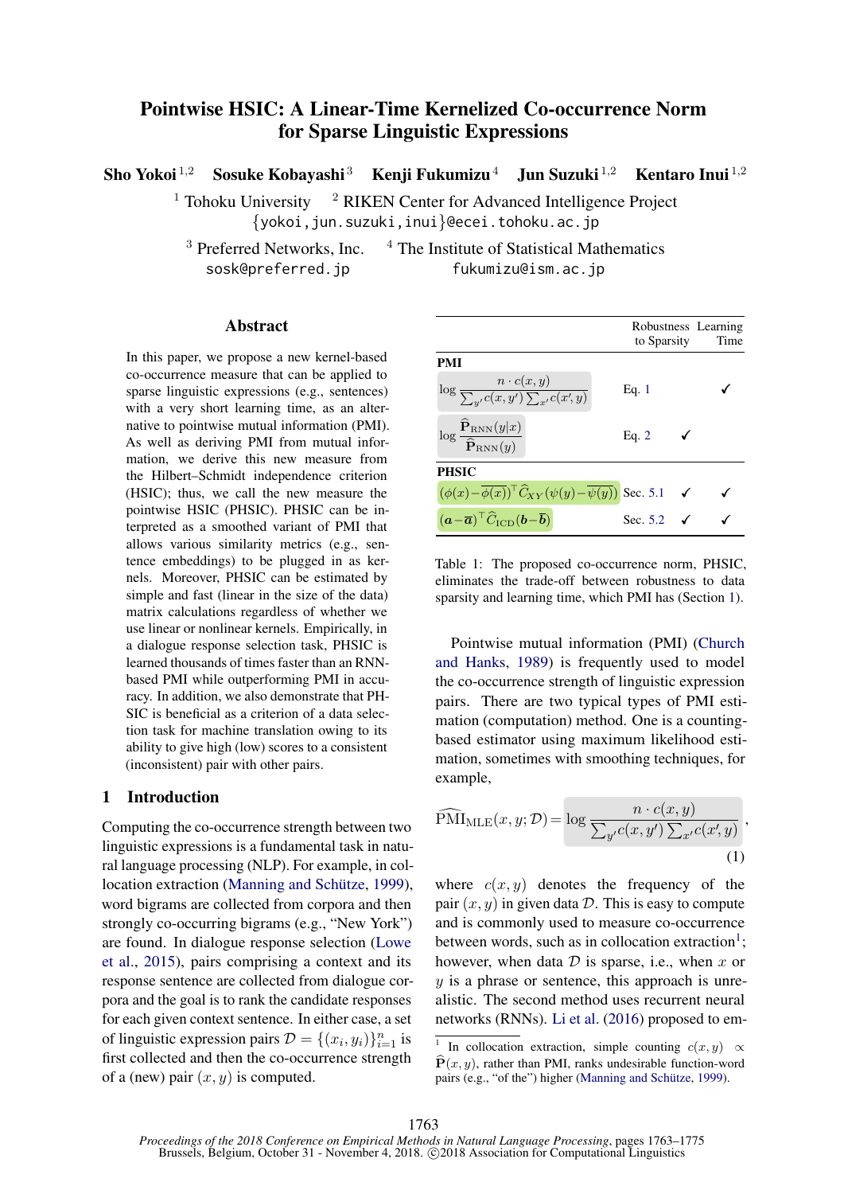# Pointwise HSIC: A Linear-Time Kernelized Co-occurrence Norm for Sparse Linguistic Expressions

**Sho Yokoi**[1,2] **Sosuke Kobayashi**[3] **Kenji Fukumizu**[4] **Jun Suzuki**[1,2] **Kentaro Inui**[1,2]

[1] Tohoku University [2] RIKEN Center for Advanced Intelligence Project
{yokoi,jun.suzuki,inui}@ecei.tohoku.ac.jp

[3] Preferred Networks, Inc. [4] The Institute of Statistical Mathematics
sosk@preferred.jp fukumizu@ism.ac.jp

## Abstract

In this paper, we propose a new kernel-based co-occurrence measure that can be applied to sparse linguistic expressions (e.g., sentences) with a very short learning time, as an alternative to pointwise mutual information (PMI). As well as deriving PMI from mutual information, we derive this new measure from the Hilbert–Schmidt independence criterion (HSIC); thus, we call the new measure the pointwise HSIC (PHSIC). PHSIC can be interpreted as a smoothed variant of PMI that allows various similarity metrics (e.g., sentence embeddings) to be plugged in as kernels. Moreover, PHSIC can be estimated by simple and fast (linear in the size of the data) matrix calculations regardless of whether we use linear or nonlinear kernels. Empirically, in a dialogue response selection task, PHSIC is learned thousands of times faster than an RNN-based PMI while outperforming PMI in accuracy. In addition, we also demonstrate that PHSIC is beneficial as a criterion of a data selection task for machine translation owing to its ability to give high (low) scores to a consistent (inconsistent) pair with other pairs.

## 1 Introduction

Computing the co-occurrence strength between two linguistic expressions is a fundamental task in natural language processing (NLP). For example, in collocation extraction (Manning and Schütze, 1999), word bigrams are collected from corpora and then strongly co-occurring bigrams (e.g., "New York") are found. In dialogue response selection (Lowe et al., 2015), pairs comprising a context and its response sentence are collected from dialogue corpora and the goal is to rank the candidate responses for each given context sentence. In either case, a set of linguistic expression pairs $\mathcal{D} = \{(x_i, y_i)\}_{i=1}^{n}$ is first collected and then the co-occurrence strength of a (new) pair $(x, y)$ is computed.

| | Robustness to Sparsity | Learning Time |
|---|---|---|
| **PMI** | | |
| $\log \dfrac{n \cdot c(x,y)}{\sum_{y'} c(x,y') \sum_{x'} c(x',y)}$ | Eq. 1 | | ✓ |
| $\log \dfrac{\widehat{\mathbf{P}}_{\mathrm{RNN}}(y\|x)}{\widehat{\mathbf{P}}_{\mathrm{RNN}}(y)}$ | Eq. 2 | ✓ | |
| **PHSIC** | | |
| $(\phi(x)-\overline{\phi(x)})^\top \widehat{C}_{XY} (\psi(y)-\overline{\psi(y)})$ | Sec. 5.1 | ✓ | ✓ |
| $(\boldsymbol{a}-\overline{\boldsymbol{a}})^\top \widehat{C}_{\mathrm{ICD}} (\boldsymbol{b}-\overline{\boldsymbol{b}})$ | Sec. 5.2 | ✓ | ✓ |

Table 1: The proposed co-occurrence norm, PHSIC, eliminates the trade-off between robustness to data sparsity and learning time, which PMI has (Section 1).

Pointwise mutual information (PMI) (Church and Hanks, 1989) is frequently used to model the co-occurrence strength of linguistic expression pairs. There are two typical types of PMI estimation (computation) method. One is a counting-based estimator using maximum likelihood estimation, sometimes with smoothing techniques, for example,

$$\widehat{\mathrm{PMI}}_{\mathrm{MLE}}(x, y; \mathcal{D}) = \log \frac{n \cdot c(x,y)}{\sum_{y'} c(x,y') \sum_{x'} c(x',y)}, \tag{1}$$

where $c(x, y)$ denotes the frequency of the pair $(x, y)$ in given data $\mathcal{D}$. This is easy to compute and is commonly used to measure co-occurrence between words, such as in collocation extraction[1]; however, when data $\mathcal{D}$ is sparse, i.e., when $x$ or $y$ is a phrase or sentence, this approach is unrealistic. The second method uses recurrent neural networks (RNNs). Li et al. (2016) proposed to em-

[1] In collocation extraction, simple counting $c(x, y) \propto \widehat{\mathbf{P}}(x, y)$, rather than PMI, ranks undesirable function-word pairs (e.g., "of the") higher (Manning and Schütze, 1999).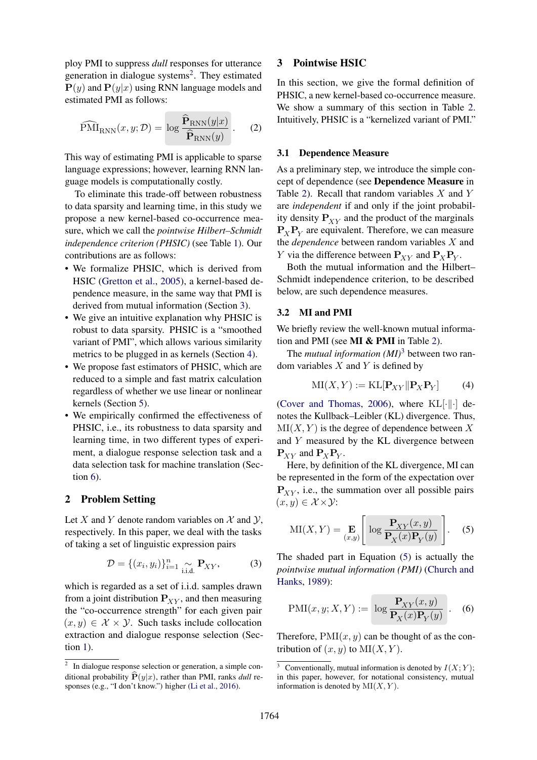ploy PMI to suppress *dull* responses for utterance generation in dialogue systems[2]. They estimated $\mathbf{P}(y)$ and $\mathbf{P}(y|x)$ using RNN language models and estimated PMI as follows:

$$\widehat{\mathrm{PMI}}_{\mathrm{RNN}}(x, y; \mathcal{D}) = \log \frac{\widehat{\mathbf{P}}_{\mathrm{RNN}}(y|x)}{\widehat{\mathbf{P}}_{\mathrm{RNN}}(y)}. \tag{2}$$

This way of estimating PMI is applicable to sparse language expressions; however, learning RNN language models is computationally costly.

To eliminate this trade-off between robustness to data sparsity and learning time, in this study we propose a new kernel-based co-occurrence measure, which we call the *pointwise Hilbert–Schmidt independence criterion (PHSIC)* (see Table 1). Our contributions are as follows:

- We formalize PHSIC, which is derived from HSIC (Gretton et al., 2005), a kernel-based dependence measure, in the same way that PMI is derived from mutual information (Section 3).
- We give an intuitive explanation why PHSIC is robust to data sparsity. PHSIC is a "smoothed variant of PMI", which allows various similarity metrics to be plugged in as kernels (Section 4).
- We propose fast estimators of PHSIC, which are reduced to a simple and fast matrix calculation regardless of whether we use linear or nonlinear kernels (Section 5).
- We empirically confirmed the effectiveness of PHSIC, i.e., its robustness to data sparsity and learning time, in two different types of experiment, a dialogue response selection task and a data selection task for machine translation (Section 6).

## 2 Problem Setting

Let $X$ and $Y$ denote random variables on $\mathcal{X}$ and $\mathcal{Y}$, respectively. In this paper, we deal with the tasks of taking a set of linguistic expression pairs

$$\mathcal{D} = \{(x_i, y_i)\}_{i=1}^{n} \underset{\text{i.i.d.}}{\sim} \mathbf{P}_{XY}, \tag{3}$$

which is regarded as a set of i.i.d. samples drawn from a joint distribution $\mathbf{P}_{XY}$, and then measuring the "co-occurrence strength" for each given pair $(x, y) \in \mathcal{X} \times \mathcal{Y}$. Such tasks include collocation extraction and dialogue response selection (Section 1).

## 3 Pointwise HSIC

In this section, we give the formal definition of PHSIC, a new kernel-based co-occurrence measure. We show a summary of this section in Table 2. Intuitively, PHSIC is a "kernelized variant of PMI."

### 3.1 Dependence Measure

As a preliminary step, we introduce the simple concept of dependence (see **Dependence Measure** in Table 2). Recall that random variables $X$ and $Y$ are *independent* if and only if the joint probability density $\mathbf{P}_{XY}$ and the product of the marginals $\mathbf{P}_X\mathbf{P}_Y$ are equivalent. Therefore, we can measure the *dependence* between random variables $X$ and $Y$ via the difference between $\mathbf{P}_{XY}$ and $\mathbf{P}_X\mathbf{P}_Y$.

Both the mutual information and the Hilbert–Schmidt independence criterion, to be described below, are such dependence measures.

### 3.2 MI and PMI

We briefly review the well-known mutual information and PMI (see **MI & PMI** in Table 2).

The *mutual information (MI)*[3] between two random variables $X$ and $Y$ is defined by

$$\mathrm{MI}(X, Y) := \mathrm{KL}[\mathbf{P}_{XY} \| \mathbf{P}_X\mathbf{P}_Y] \tag{4}$$

(Cover and Thomas, 2006), where $\mathrm{KL}[\cdot\|\cdot]$ denotes the Kullback–Leibler (KL) divergence. Thus, $\mathrm{MI}(X, Y)$ is the degree of dependence between $X$ and $Y$ measured by the KL divergence between $\mathbf{P}_{XY}$ and $\mathbf{P}_X\mathbf{P}_Y$.

Here, by definition of the KL divergence, MI can be represented in the form of the expectation over $\mathbf{P}_{XY}$, i.e., the summation over all possible pairs $(x, y) \in \mathcal{X} \times \mathcal{Y}$:

$$\mathrm{MI}(X, Y) = \mathop{\mathbf{E}}_{(x,y)}\left[\log \frac{\mathbf{P}_{XY}(x, y)}{\mathbf{P}_X(x)\mathbf{P}_Y(y)}\right]. \tag{5}$$

The shaded part in Equation (5) is actually the *pointwise mutual information (PMI)* (Church and Hanks, 1989):

$$\mathrm{PMI}(x, y; X, Y) := \log \frac{\mathbf{P}_{XY}(x, y)}{\mathbf{P}_X(x)\mathbf{P}_Y(y)}. \tag{6}$$

Therefore, $\mathrm{PMI}(x, y)$ can be thought of as the contribution of $(x, y)$ to $\mathrm{MI}(X, Y)$.

[2] In dialogue response selection or generation, a simple conditional probability $\widehat{\mathbf{P}}(y|x)$, rather than PMI, ranks *dull* responses (e.g., "I don't know.") higher (Li et al., 2016).

[3] Conventionally, mutual information is denoted by $I(X; Y)$; in this paper, however, for notational consistency, mutual information is denoted by $\mathrm{MI}(X, Y)$.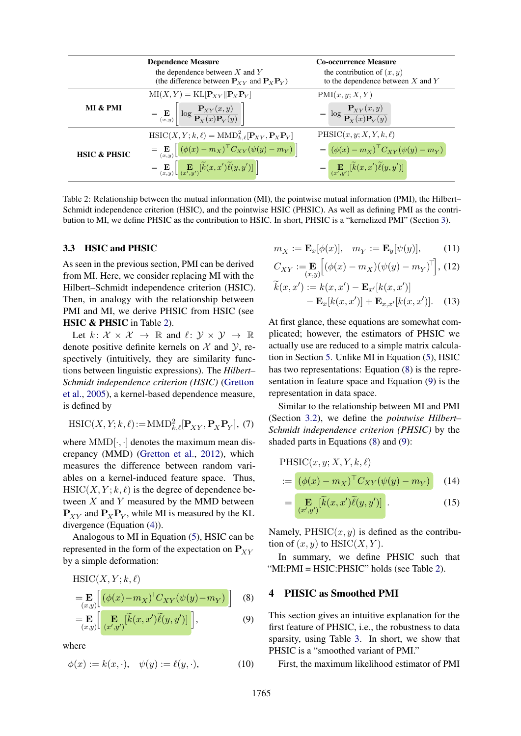| | **Dependence Measure**<br>the dependence between $X$ and $Y$<br>(the difference between $\mathbf{P}_{XY}$ and $\mathbf{P}_X\mathbf{P}_Y$) | **Co-occurrence Measure**<br>the contribution of $(x, y)$<br>to the dependence between $X$ and $Y$ |
|---|---|---|
| **MI & PMI** | $\mathrm{MI}(X, Y) = \mathrm{KL}[\mathbf{P}_{XY} \Vert \mathbf{P}_X\mathbf{P}_Y]$<br>$= \underset{(x,y)}{\mathbf{E}}\left[\log \frac{\mathbf{P}_{XY}(x,y)}{\mathbf{P}_X(x)\mathbf{P}_Y(y)}\right]$ | $\mathrm{PMI}(x, y; X, Y)$<br>$= \log \frac{\mathbf{P}_{XY}(x,y)}{\mathbf{P}_X(x)\mathbf{P}_Y(y)}$ |
| **HSIC & PHSIC** | $\mathrm{HSIC}(X, Y; k, \ell) = \mathrm{MMD}^2_{k,\ell}[\mathbf{P}_{XY}, \mathbf{P}_X\mathbf{P}_Y]$<br>$= \underset{(x,y)}{\mathbf{E}}\left[(\phi(x) - m_X)^\top C_{XY}(\psi(y) - m_Y)\right]$<br>$= \underset{(x,y)}{\mathbf{E}}\left[\underset{(x',y')}{\mathbf{E}}[\widetilde{k}(x,x')\widetilde{\ell}(y,y')]\right]$ | $\mathrm{PHSIC}(x, y; X, Y, k, \ell)$<br>$= (\phi(x) - m_X)^\top C_{XY}(\psi(y) - m_Y)$<br>$= \underset{(x',y')}{\mathbf{E}}[\widetilde{k}(x,x')\widetilde{\ell}(y,y')]$ |

Table 2: Relationship between the mutual information (MI), the pointwise mutual information (PMI), the Hilbert–Schmidt independence criterion (HSIC), and the pointwise HSIC (PHSIC). As well as defining PMI as the contribution to MI, we define PHSIC as the contribution to HSIC. In short, PHSIC is a "kernelized PMI" (Section 3).

### 3.3 HSIC and PHSIC

As seen in the previous section, PMI can be derived from MI. Here, we consider replacing MI with the Hilbert–Schmidt independence criterion (HSIC). Then, in analogy with the relationship between PMI and MI, we derive PHSIC from HSIC (see **HSIC & PHSIC** in Table 2).

Let $k\colon \mathcal{X} \times \mathcal{X} \to \mathbb{R}$ and $\ell\colon \mathcal{Y} \times \mathcal{Y} \to \mathbb{R}$ denote positive definite kernels on $\mathcal{X}$ and $\mathcal{Y}$, respectively (intuitively, they are similarity functions between linguistic expressions). The *Hilbert–Schmidt independence criterion (HSIC)* (Gretton et al., 2005), a kernel-based dependence measure, is defined by

$$\mathrm{HSIC}(X, Y; k, \ell) := \mathrm{MMD}^2_{k,\ell}[\mathbf{P}_{XY}, \mathbf{P}_X\mathbf{P}_Y], \quad (7)$$

where $\mathrm{MMD}[\cdot, \cdot]$ denotes the maximum mean discrepancy (MMD) (Gretton et al., 2012), which measures the difference between random variables on a kernel-induced feature space. Thus, $\mathrm{HSIC}(X, Y; k, \ell)$ is the degree of dependence between $X$ and $Y$ measured by the MMD between $\mathbf{P}_{XY}$ and $\mathbf{P}_X\mathbf{P}_Y$, while MI is measured by the KL divergence (Equation (4)).

Analogous to MI in Equation (5), HSIC can be represented in the form of the expectation on $\mathbf{P}_{XY}$ by a simple deformation:

$$\mathrm{HSIC}(X, Y; k, \ell)$$
$$= \underset{(x,y)}{\mathbf{E}}\left[(\phi(x) - m_X)^\top C_{XY}(\psi(y) - m_Y)\right] \quad (8)$$
$$= \underset{(x,y)}{\mathbf{E}}\left[\underset{(x',y')}{\mathbf{E}}[\widetilde{k}(x,x')\widetilde{\ell}(y,y')]\right], \quad (9)$$

where

$$\phi(x) := k(x, \cdot), \quad \psi(y) := \ell(y, \cdot), \quad (10)$$
$$m_X := \mathbf{E}_x[\phi(x)], \quad m_Y := \mathbf{E}_y[\psi(y)], \quad (11)$$
$$C_{XY} := \underset{(x,y)}{\mathbf{E}}\left[(\phi(x) - m_X)(\psi(y) - m_Y)^\top\right], \quad (12)$$
$$\widetilde{k}(x, x') := k(x, x') - \mathbf{E}_{x'}[k(x, x')] - \mathbf{E}_x[k(x, x')] + \mathbf{E}_{x,x'}[k(x, x')]. \quad (13)$$

At first glance, these equations are somewhat complicated; however, the estimators of PHSIC we actually use are reduced to a simple matrix calculation in Section 5. Unlike MI in Equation (5), HSIC has two representations: Equation (8) is the representation in feature space and Equation (9) is the representation in data space.

Similar to the relationship between MI and PMI (Section 3.2), we define the *pointwise Hilbert–Schmidt independence criterion (PHSIC)* by the shaded parts in Equations (8) and (9):

$$\mathrm{PHSIC}(x, y; X, Y, k, \ell)$$
$$:= (\phi(x) - m_X)^\top C_{XY}(\psi(y) - m_Y) \quad (14)$$
$$= \underset{(x',y')}{\mathbf{E}}[\widetilde{k}(x,x')\widetilde{\ell}(y,y')]. \quad (15)$$

Namely, $\mathrm{PHSIC}(x, y)$ is defined as the contribution of $(x, y)$ to $\mathrm{HSIC}(X, Y)$.

In summary, we define PHSIC such that "MI:PMI = HSIC:PHSIC" holds (see Table 2).

## 4 PHSIC as Smoothed PMI

This section gives an intuitive explanation for the first feature of PHSIC, i.e., the robustness to data sparsity, using Table 3. In short, we show that PHSIC is a "smoothed variant of PMI."

First, the maximum likelihood estimator of PMI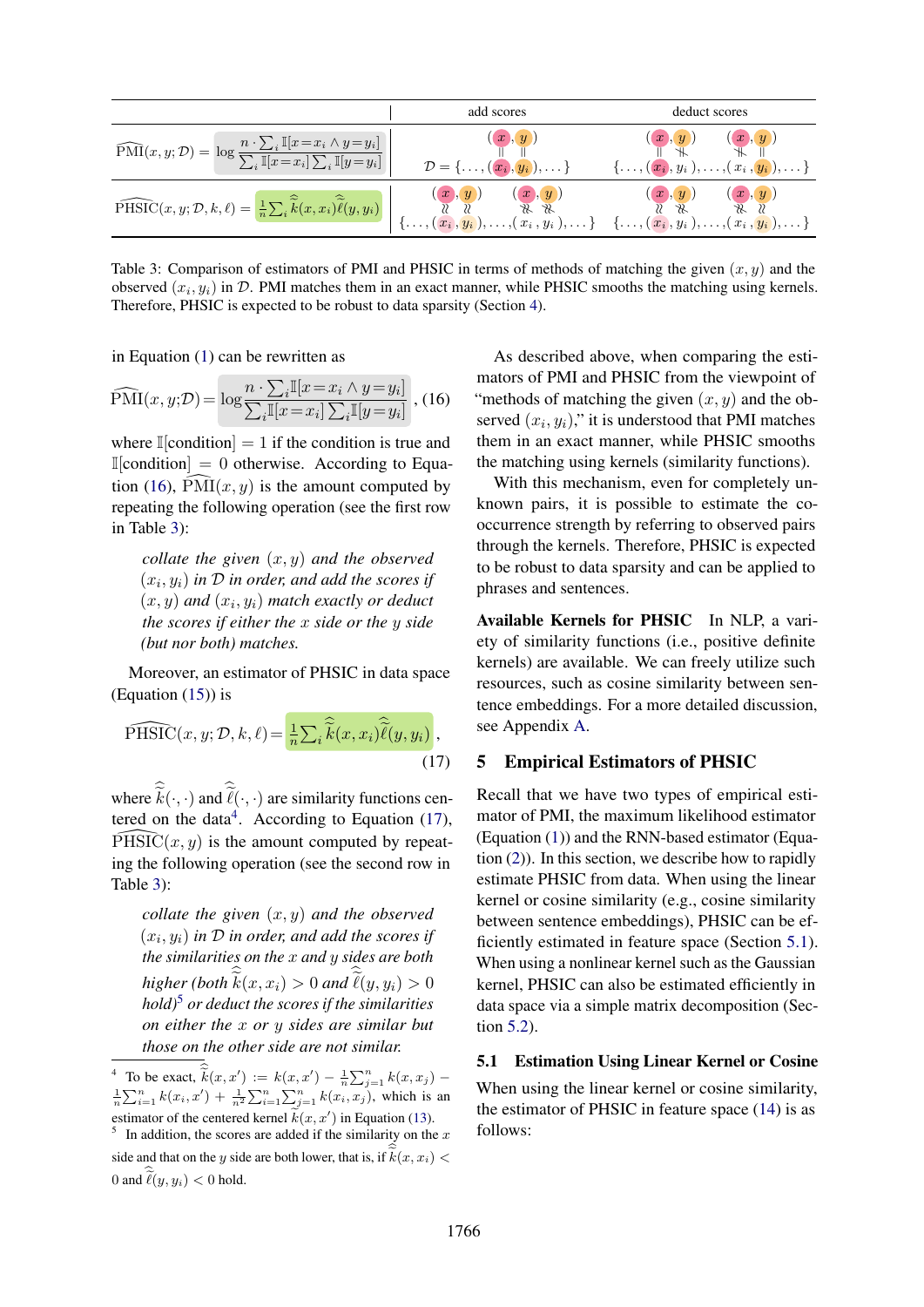| | add scores | deduct scores |
|---|---|---|
| $\widehat{\mathrm{PMI}}(x,y;\mathcal{D}) = \log \frac{n \cdot \sum_i \mathbb{I}[x=x_i \wedge y=y_i]}{\sum_i \mathbb{I}[x=x_i] \sum_i \mathbb{I}[y=y_i]}$ | $(x, y)$ ; $\parallel\ \parallel$ ; $\mathcal{D} = \{\ldots, (x_i, y_i), \ldots\}$ | $(x, y)$ $(x, y)$ ; $\parallel\ \nparallel$ $\nparallel\ \parallel$ ; $\{\ldots, (x_i, y_i), \ldots, (x_i, y_i), \ldots\}$ |
| $\widehat{\mathrm{PHSIC}}(x,y;\mathcal{D},k,\ell) = \frac{1}{n}\sum_i \widehat{\bar{k}}(x,x_i)\widehat{\bar{\ell}}(y,y_i)$ | $(x, y)$ $(x, y)$ ; $\approx\ \approx$ $\not\approx\ \not\approx$ ; $\{\ldots, (x_i, y_i), \ldots, (x_i, y_i), \ldots\}$ | $(x, y)$ $(x, y)$ ; $\approx\ \not\approx$ $\not\approx\ \approx$ ; $\{\ldots, (x_i, y_i), \ldots, (x_i, y_i), \ldots\}$ |

Table 3: Comparison of estimators of PMI and PHSIC in terms of methods of matching the given $(x, y)$ and the observed $(x_i, y_i)$ in $\mathcal{D}$. PMI matches them in an exact manner, while PHSIC smooths the matching using kernels. Therefore, PHSIC is expected to be robust to data sparsity (Section 4).

in Equation (1) can be rewritten as

$$\widehat{\mathrm{PMI}}(x,y;\mathcal{D}) = \log \frac{n \cdot \sum_i \mathbb{I}[x=x_i \wedge y=y_i]}{\sum_i \mathbb{I}[x=x_i] \sum_i \mathbb{I}[y=y_i]}, \quad (16)$$

where $\mathbb{I}[\text{condition}] = 1$ if the condition is true and $\mathbb{I}[\text{condition}] = 0$ otherwise. According to Equation (16), $\widehat{\mathrm{PMI}}(x, y)$ is the amount computed by repeating the following operation (see the first row in Table 3):

> *collate the given $(x, y)$ and the observed $(x_i, y_i)$ in $\mathcal{D}$ in order, and add the scores if $(x, y)$ and $(x_i, y_i)$ match exactly or deduct the scores if either the $x$ side or the $y$ side (but nor both) matches.*

Moreover, an estimator of PHSIC in data space (Equation (15)) is

$$\widehat{\mathrm{PHSIC}}(x,y;\mathcal{D},k,\ell) = \frac{1}{n}\sum_i \widehat{\bar{k}}(x,x_i)\widehat{\bar{\ell}}(y,y_i), \quad (17)$$

where $\widehat{\bar{k}}(\cdot,\cdot)$ and $\widehat{\bar{\ell}}(\cdot,\cdot)$ are similarity functions centered on the data[4]. According to Equation (17), $\widehat{\mathrm{PHSIC}}(x, y)$ is the amount computed by repeating the following operation (see the second row in Table 3):

> *collate the given $(x, y)$ and the observed $(x_i, y_i)$ in $\mathcal{D}$ in order, and add the scores if the similarities on the $x$ and $y$ sides are both higher (both $\widehat{\bar{k}}(x, x_i) > 0$ and $\widehat{\bar{\ell}}(y, y_i) > 0$ hold)[5] or deduct the scores if the similarities on either the $x$ or $y$ sides are similar but those on the other side are not similar.*

As described above, when comparing the estimators of PMI and PHSIC from the viewpoint of "methods of matching the given $(x, y)$ and the observed $(x_i, y_i)$," it is understood that PMI matches them in an exact manner, while PHSIC smooths the matching using kernels (similarity functions).

With this mechanism, even for completely unknown pairs, it is possible to estimate the co-occurrence strength by referring to observed pairs through the kernels. Therefore, PHSIC is expected to be robust to data sparsity and can be applied to phrases and sentences.

**Available Kernels for PHSIC** In NLP, a variety of similarity functions (i.e., positive definite kernels) are available. We can freely utilize such resources, such as cosine similarity between sentence embeddings. For a more detailed discussion, see Appendix A.

## 5 Empirical Estimators of PHSIC

Recall that we have two types of empirical estimator of PMI, the maximum likelihood estimator (Equation (1)) and the RNN-based estimator (Equation (2)). In this section, we describe how to rapidly estimate PHSIC from data. When using the linear kernel or cosine similarity (e.g., cosine similarity between sentence embeddings), PHSIC can be efficiently estimated in feature space (Section 5.1). When using a nonlinear kernel such as the Gaussian kernel, PHSIC can also be estimated efficiently in data space via a simple matrix decomposition (Section 5.2).

### 5.1 Estimation Using Linear Kernel or Cosine

When using the linear kernel or cosine similarity, the estimator of PHSIC in feature space (14) is as follows:

---

[4] To be exact, $\widehat{\bar{k}}(x, x') := k(x, x') - \frac{1}{n}\sum_{j=1}^{n} k(x, x_j) - \frac{1}{n}\sum_{i=1}^{n} k(x_i, x') + \frac{1}{n^2}\sum_{i=1}^{n}\sum_{j=1}^{n} k(x_i, x_j)$, which is an estimator of the centered kernel $\bar{k}(x, x')$ in Equation (13).

[5] In addition, the scores are added if the similarity on the $x$ side and that on the $y$ side are both lower, that is, if $\widehat{\bar{k}}(x, x_i) < 0$ and $\widehat{\bar{\ell}}(y, y_i) < 0$ hold.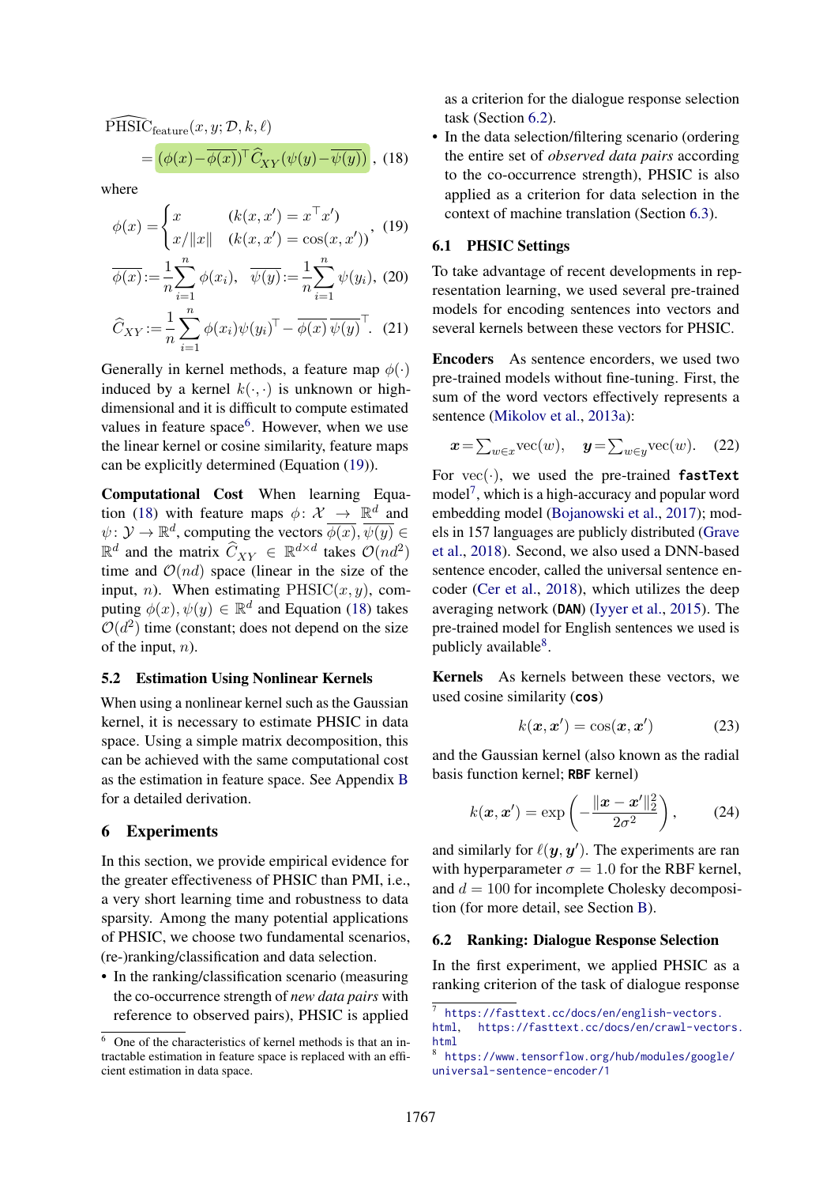$$\widehat{\mathrm{PHSIC}}_{\mathrm{feature}}(x, y; \mathcal{D}, k, \ell)$$
$$= (\phi(x) - \overline{\phi(x)})^\top \widehat{C}_{XY} (\psi(y) - \overline{\psi(y)}), \quad (18)$$

where

$$\phi(x) = \begin{cases} x & (k(x,x') = x^\top x') \\ x/\|x\| & (k(x,x') = \cos(x,x')) \end{cases}, \quad (19)$$

$$\overline{\phi(x)} := \frac{1}{n}\sum_{i=1}^{n} \phi(x_i), \quad \overline{\psi(y)} := \frac{1}{n}\sum_{i=1}^{n} \psi(y_i), \quad (20)$$

$$\widehat{C}_{XY} := \frac{1}{n}\sum_{i=1}^{n} \phi(x_i)\psi(y_i)^\top - \overline{\phi(x)}\,\overline{\psi(y)}^\top. \quad (21)$$

Generally in kernel methods, a feature map $\phi(\cdot)$ induced by a kernel $k(\cdot,\cdot)$ is unknown or high-dimensional and it is difficult to compute estimated values in feature space[6]. However, when we use the linear kernel or cosine similarity, feature maps can be explicitly determined (Equation (19)).

**Computational Cost** When learning Equation (18) with feature maps $\phi\colon \mathcal{X} \to \mathbb{R}^d$ and $\psi\colon \mathcal{Y} \to \mathbb{R}^d$, computing the vectors $\overline{\phi(x)}, \overline{\psi(y)} \in \mathbb{R}^d$ and the matrix $\widehat{C}_{XY} \in \mathbb{R}^{d \times d}$ takes $\mathcal{O}(nd^2)$ time and $\mathcal{O}(nd)$ space (linear in the size of the input, $n$). When estimating $\mathrm{PHSIC}(x, y)$, computing $\phi(x), \psi(y) \in \mathbb{R}^d$ and Equation (18) takes $\mathcal{O}(d^2)$ time (constant; does not depend on the size of the input, $n$).

### 5.2 Estimation Using Nonlinear Kernels

When using a nonlinear kernel such as the Gaussian kernel, it is necessary to estimate PHSIC in data space. Using a simple matrix decomposition, this can be achieved with the same computational cost as the estimation in feature space. See Appendix B for a detailed derivation.

## 6 Experiments

In this section, we provide empirical evidence for the greater effectiveness of PHSIC than PMI, i.e., a very short learning time and robustness to data sparsity. Among the many potential applications of PHSIC, we choose two fundamental scenarios, (re-)ranking/classification and data selection.

- In the ranking/classification scenario (measuring the co-occurrence strength of *new data pairs* with reference to observed pairs), PHSIC is applied as a criterion for the dialogue response selection task (Section 6.2).
- In the data selection/filtering scenario (ordering the entire set of *observed data pairs* according to the co-occurrence strength), PHSIC is also applied as a criterion for data selection in the context of machine translation (Section 6.3).

[6] One of the characteristics of kernel methods is that an intractable estimation in feature space is replaced with an efficient estimation in data space.

### 6.1 PHSIC Settings

To take advantage of recent developments in representation learning, we used several pre-trained models for encoding sentences into vectors and several kernels between these vectors for PHSIC.

**Encoders** As sentence encorders, we used two pre-trained models without fine-tuning. First, the sum of the word vectors effectively represents a sentence (Mikolov et al., 2013a):

$$\boldsymbol{x} = \textstyle\sum_{w \in x} \mathrm{vec}(w), \quad \boldsymbol{y} = \textstyle\sum_{w \in y} \mathrm{vec}(w). \quad (22)$$

For $\mathrm{vec}(\cdot)$, we used the pre-trained **fastText** model[7], which is a high-accuracy and popular word embedding model (Bojanowski et al., 2017); models in 157 languages are publicly distributed (Grave et al., 2018). Second, we also used a DNN-based sentence encoder, called the universal sentence encoder (Cer et al., 2018), which utilizes the deep averaging network (**DAN**) (Iyyer et al., 2015). The pre-trained model for English sentences we used is publicly available[8].

**Kernels** As kernels between these vectors, we used cosine similarity (**cos**)

$$k(\boldsymbol{x}, \boldsymbol{x}') = \cos(\boldsymbol{x}, \boldsymbol{x}') \quad (23)$$

and the Gaussian kernel (also known as the radial basis function kernel; **RBF** kernel)

$$k(\boldsymbol{x}, \boldsymbol{x}') = \exp\left(-\frac{\|\boldsymbol{x} - \boldsymbol{x}'\|_2^2}{2\sigma^2}\right), \quad (24)$$

and similarly for $\ell(\boldsymbol{y}, \boldsymbol{y}')$. The experiments are ran with hyperparameter $\sigma = 1.0$ for the RBF kernel, and $d = 100$ for incomplete Cholesky decomposition (for more detail, see Section B).

### 6.2 Ranking: Dialogue Response Selection

In the first experiment, we applied PHSIC as a ranking criterion of the task of dialogue response

[7] https://fasttext.cc/docs/en/english-vectors.html, https://fasttext.cc/docs/en/crawl-vectors.html

[8] https://www.tensorflow.org/hub/modules/google/universal-sentence-encoder/1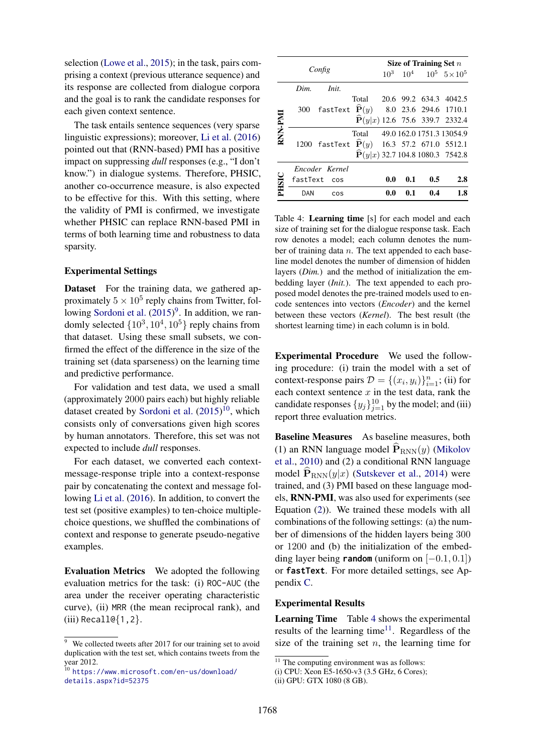selection (Lowe et al., 2015); in the task, pairs comprising a context (previous utterance sequence) and its response are collected from dialogue corpora and the goal is to rank the candidate responses for each given context sentence.

The task entails sentence sequences (very sparse linguistic expressions); moreover, Li et al. (2016) pointed out that (RNN-based) PMI has a positive impact on suppressing *dull* responses (e.g., "I don't know.") in dialogue systems. Therefore, PHSIC, another co-occurrence measure, is also expected to be effective for this. With this setting, where the validity of PMI is confirmed, we investigate whether PHSIC can replace RNN-based PMI in terms of both learning time and robustness to data sparsity.

### Experimental Settings

**Dataset** For the training data, we gathered approximately $5 \times 10^5$ reply chains from Twitter, following Sordoni et al. (2015)[9]. In addition, we randomly selected $\{10^3, 10^4, 10^5\}$ reply chains from that dataset. Using these small subsets, we confirmed the effect of the difference in the size of the training set (data sparseness) on the learning time and predictive performance.

For validation and test data, we used a small (approximately 2000 pairs each) but highly reliable dataset created by Sordoni et al. (2015)[10], which consists only of conversations given high scores by human annotators. Therefore, this set was not expected to include *dull* responses.

For each dataset, we converted each context-message-response triple into a context-response pair by concatenating the context and message following Li et al. (2016). In addition, to convert the test set (positive examples) to ten-choice multiple-choice questions, we shuffled the combinations of context and response to generate pseudo-negative examples.

**Evaluation Metrics** We adopted the following evaluation metrics for the task: (i) `ROC-AUC` (the area under the receiver operating characteristic curve), (ii) `MRR` (the mean reciprocal rank), and (iii) `Recall@{1,2}`.

[9] We collected tweets after 2017 for our training set to avoid duplication with the test set, which contains tweets from the year 2012.

[10] https://www.microsoft.com/en-us/download/details.aspx?id=52375

| | Config | | | Size of Training Set $n$ | | | |
|---|---|---|---|---|---|---|---|
| | | | | $10^3$ | $10^4$ | $10^5$ | $5\times10^5$ |
| **RNN-PMI** | *Dim.* | *Init.* | | | | | |
| | 300 | `fastText` | Total | 20.6 | 99.2 | 634.3 | 4042.5 |
| | | | $\widehat{\mathbf{P}}(y)$ | 8.0 | 23.6 | 294.6 | 1710.1 |
| | | | $\widehat{\mathbf{P}}(y\|x)$ | 12.6 | 75.6 | 339.7 | 2332.4 |
| | 1200 | `fastText` | Total | 49.0 | 162.0 | 1751.3 | 13054.9 |
| | | | $\widehat{\mathbf{P}}(y)$ | 16.3 | 57.2 | 671.0 | 5512.1 |
| | | | $\widehat{\mathbf{P}}(y\|x)$ | 32.7 | 104.8 | 1080.3 | 7542.8 |
| **PHSIC** | *Encoder* | *Kernel* | | | | | |
| | `fastText` | `cos` | | **0.0** | **0.1** | **0.5** | **2.8** |
| | `DAN` | `cos` | | **0.0** | **0.1** | **0.4** | **1.8** |

Table 4: **Learning time** [s] for each model and each size of training set for the dialogue response task. Each row denotes a model; each column denotes the number of training data $n$. The text appended to each baseline model denotes the number of dimension of hidden layers (*Dim.*) and the method of initialization the embedding layer (*Init.*). The text appended to each proposed model denotes the pre-trained models used to encode sentences into vectors (*Encoder*) and the kernel between these vectors (*Kernel*). The best result (the shortest learning time) in each column is in bold.

**Experimental Procedure** We used the following procedure: (i) train the model with a set of context-response pairs $\mathcal{D} = \{(x_i, y_i)\}_{i=1}^n$; (ii) for each context sentence $x$ in the test data, rank the candidate responses $\{y_j\}_{j=1}^{10}$ by the model; and (iii) report three evaluation metrics.

**Baseline Measures** As baseline measures, both (1) an RNN language model $\widehat{\mathbf{P}}_{\mathrm{RNN}}(y)$ (Mikolov et al., 2010) and (2) a conditional RNN language model $\widehat{\mathbf{P}}_{\mathrm{RNN}}(y|x)$ (Sutskever et al., 2014) were trained, and (3) PMI based on these language models, **RNN-PMI**, was also used for experiments (see Equation (2)). We trained these models with all combinations of the following settings: (a) the number of dimensions of the hidden layers being 300 or 1200 and (b) the initialization of the embedding layer being **`random`** (uniform on $[-0.1, 0.1]$) or **`fastText`**. For more detailed settings, see Appendix C.

### Experimental Results

**Learning Time** Table 4 shows the experimental results of the learning time[11]. Regardless of the size of the training set $n$, the learning time for

[11] The computing environment was as follows:
(i) CPU: Xeon E5-1650-v3 (3.5 GHz, 6 Cores);
(ii) GPU: GTX 1080 (8 GB).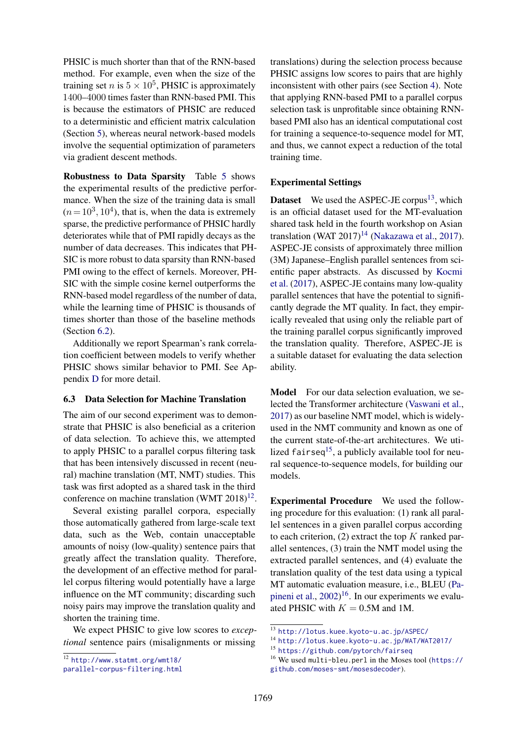PHSIC is much shorter than that of the RNN-based method. For example, even when the size of the training set $n$ is $5 \times 10^5$, PHSIC is approximately 1400–4000 times faster than RNN-based PMI. This is because the estimators of PHSIC are reduced to a deterministic and efficient matrix calculation (Section 5), whereas neural network-based models involve the sequential optimization of parameters via gradient descent methods.

**Robustness to Data Sparsity** Table 5 shows the experimental results of the predictive performance. When the size of the training data is small ($n = 10^3, 10^4$), that is, when the data is extremely sparse, the predictive performance of PHSIC hardly deteriorates while that of PMI rapidly decays as the number of data decreases. This indicates that PHSIC is more robust to data sparsity than RNN-based PMI owing to the effect of kernels. Moreover, PHSIC with the simple cosine kernel outperforms the RNN-based model regardless of the number of data, while the learning time of PHSIC is thousands of times shorter than those of the baseline methods (Section 6.2).

Additionally we report Spearman's rank correlation coefficient between models to verify whether PHSIC shows similar behavior to PMI. See Appendix D for more detail.

### 6.3 Data Selection for Machine Translation

The aim of our second experiment was to demonstrate that PHSIC is also beneficial as a criterion of data selection. To achieve this, we attempted to apply PHSIC to a parallel corpus filtering task that has been intensively discussed in recent (neural) machine translation (MT, NMT) studies. This task was first adopted as a shared task in the third conference on machine translation (WMT 2018)[12].

Several existing parallel corpora, especially those automatically gathered from large-scale text data, such as the Web, contain unacceptable amounts of noisy (low-quality) sentence pairs that greatly affect the translation quality. Therefore, the development of an effective method for parallel corpus filtering would potentially have a large influence on the MT community; discarding such noisy pairs may improve the translation quality and shorten the training time.

We expect PHSIC to give low scores to *exceptional* sentence pairs (misalignments or missing translations) during the selection process because PHSIC assigns low scores to pairs that are highly inconsistent with other pairs (see Section 4). Note that applying RNN-based PMI to a parallel corpus selection task is unprofitable since obtaining RNN-based PMI also has an identical computational cost for training a sequence-to-sequence model for MT, and thus, we cannot expect a reduction of the total training time.

#### Experimental Settings

**Dataset** We used the ASPEC-JE corpus[13], which is an official dataset used for the MT-evaluation shared task held in the fourth workshop on Asian translation (WAT 2017)[14] (Nakazawa et al., 2017). ASPEC-JE consists of approximately three million (3M) Japanese–English parallel sentences from scientific paper abstracts. As discussed by Kocmi et al. (2017), ASPEC-JE contains many low-quality parallel sentences that have the potential to significantly degrade the MT quality. In fact, they empirically revealed that using only the reliable part of the training parallel corpus significantly improved the translation quality. Therefore, ASPEC-JE is a suitable dataset for evaluating the data selection ability.

**Model** For our data selection evaluation, we selected the Transformer architecture (Vaswani et al., 2017) as our baseline NMT model, which is widely-used in the NMT community and known as one of the current state-of-the-art architectures. We utilized `fairseq`[15], a publicly available tool for neural sequence-to-sequence models, for building our models.

**Experimental Procedure** We used the following procedure for this evaluation: (1) rank all parallel sentences in a given parallel corpus according to each criterion, (2) extract the top $K$ ranked parallel sentences, (3) train the NMT model using the extracted parallel sentences, and (4) evaluate the translation quality of the test data using a typical MT automatic evaluation measure, i.e., BLEU (Papineni et al., 2002)[16]. In our experiments we evaluated PHSIC with $K = 0.5$M and 1M.

[12] http://www.statmt.org/wmt18/parallel-corpus-filtering.html

[13] http://lotus.kuee.kyoto-u.ac.jp/ASPEC/

[14] http://lotus.kuee.kyoto-u.ac.jp/WAT/WAT2017/

[15] https://github.com/pytorch/fairseq

[16] We used `multi-bleu.perl` in the Moses tool (https://github.com/moses-smt/mosesdecoder).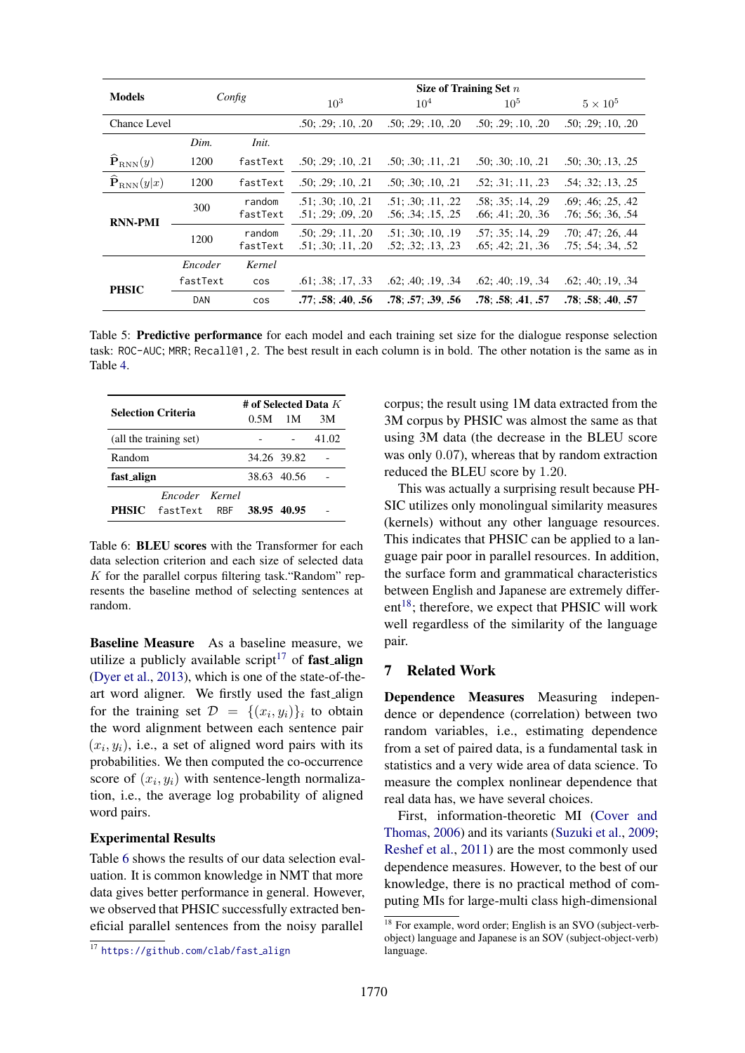| Models | Config | | Size of Training Set $n$ | | | |
|---|---|---|---|---|---|---|
| | | | $10^3$ | $10^4$ | $10^5$ | $5 \times 10^5$ |
| Chance Level | | | .50; .29; .10, .20 | .50; .29; .10, .20 | .50; .29; .10, .20 | .50; .29; .10, .20 |
| | *Dim.* | *Init.* | | | | |
| $\widehat{\mathbf{P}}_{\text{RNN}}(y)$ | 1200 | `fastText` | .50; .29; .10, .21 | .50; .30; .11, .21 | .50; .30; .10, .21 | .50; .30; .13, .25 |
| $\widehat{\mathbf{P}}_{\text{RNN}}(y\|x)$ | 1200 | `fastText` | .50; .29; .10, .21 | .50; .30; .10, .21 | .52; .31; .11, .23 | .54; .32; .13, .25 |
| **RNN-PMI** | 300 | `random` | .51; .30; .10, .21 | .51; .30; .11, .22 | .58; .35; .14, .29 | .69; .46; .25, .42 |
| | | `fastText` | .51; .29; .09, .20 | .56; .34; .15, .25 | .66; .41; .20, .36 | .76; .56; .36, .54 |
| | 1200 | `random` | .50; .29; .11, .20 | .51; .30; .10, .19 | .57; .35; .14, .29 | .70; .47; .26, .44 |
| | | `fastText` | .51; .30; .11, .20 | .52; .32; .13, .23 | .65; .42; .21, .36 | .75; .54; .34, .52 |
| | *Encoder* | *Kernel* | | | | |
| **PHSIC** | `fastText` | `cos` | .61; .38; .17, .33 | .62; .40; .19, .34 | .62; .40; .19, .34 | .62; .40; .19, .34 |
| | `DAN` | `cos` | **.77**; **.58**; **.40**, **.56** | **.78**; **.57**; **.39**, **.56** | **.78**; **.58**; **.41**, **.57** | **.78**; **.58**; **.40**, **.57** |

Table 5: **Predictive performance** for each model and each training set size for the dialogue response selection task: `ROC-AUC`; `MRR`; `Recall@1,2`. The best result in each column is in bold. The other notation is the same as in Table 4.

| Selection Criteria | | | # of Selected Data $K$ | | |
|---|---|---|---|---|---|
| | | | 0.5M | 1M | 3M |
| (all the training set) | | | - | - | 41.02 |
| Random | | | 34.26 | 39.82 | - |
| **fast_align** | | | 38.63 | 40.56 | - |
| | *Encoder* | *Kernel* | | | |
| **PHSIC** | `fastText` | `RBF` | **38.95** | **40.95** | - |

Table 6: **BLEU scores** with the Transformer for each data selection criterion and each size of selected data $K$ for the parallel corpus filtering task."Random" represents the baseline method of selecting sentences at random.

**Baseline Measure** As a baseline measure, we utilize a publicly available script[17] of **fast_align** (Dyer et al., 2013), which is one of the state-of-the-art word aligner. We firstly used the fast_align for the training set $\mathcal{D} = \{(x_i, y_i)\}_i$ to obtain the word alignment between each sentence pair $(x_i, y_i)$, i.e., a set of aligned word pairs with its probabilities. We then computed the co-occurrence score of $(x_i, y_i)$ with sentence-length normalization, i.e., the average log probability of aligned word pairs.

### Experimental Results

Table 6 shows the results of our data selection evaluation. It is common knowledge in NMT that more data gives better performance in general. However, we observed that PHSIC successfully extracted beneficial parallel sentences from the noisy parallel corpus; the result using 1M data extracted from the 3M corpus by PHSIC was almost the same as that using 3M data (the decrease in the BLEU score was only 0.07), whereas that by random extraction reduced the BLEU score by 1.20.

This was actually a surprising result because PHSIC utilizes only monolingual similarity measures (kernels) without any other language resources. This indicates that PHSIC can be applied to a language pair poor in parallel resources. In addition, the surface form and grammatical characteristics between English and Japanese are extremely different[18]; therefore, we expect that PHSIC will work well regardless of the similarity of the language pair.

## 7 Related Work

**Dependence Measures** Measuring independence or dependence (correlation) between two random variables, i.e., estimating dependence from a set of paired data, is a fundamental task in statistics and a very wide area of data science. To measure the complex nonlinear dependence that real data has, we have several choices.

First, information-theoretic MI (Cover and Thomas, 2006) and its variants (Suzuki et al., 2009; Reshef et al., 2011) are the most commonly used dependence measures. However, to the best of our knowledge, there is no practical method of computing MIs for large-multi class high-dimensional

[17] https://github.com/clab/fast_align

[18] For example, word order; English is an SVO (subject-verb-object) language and Japanese is an SOV (subject-object-verb) language.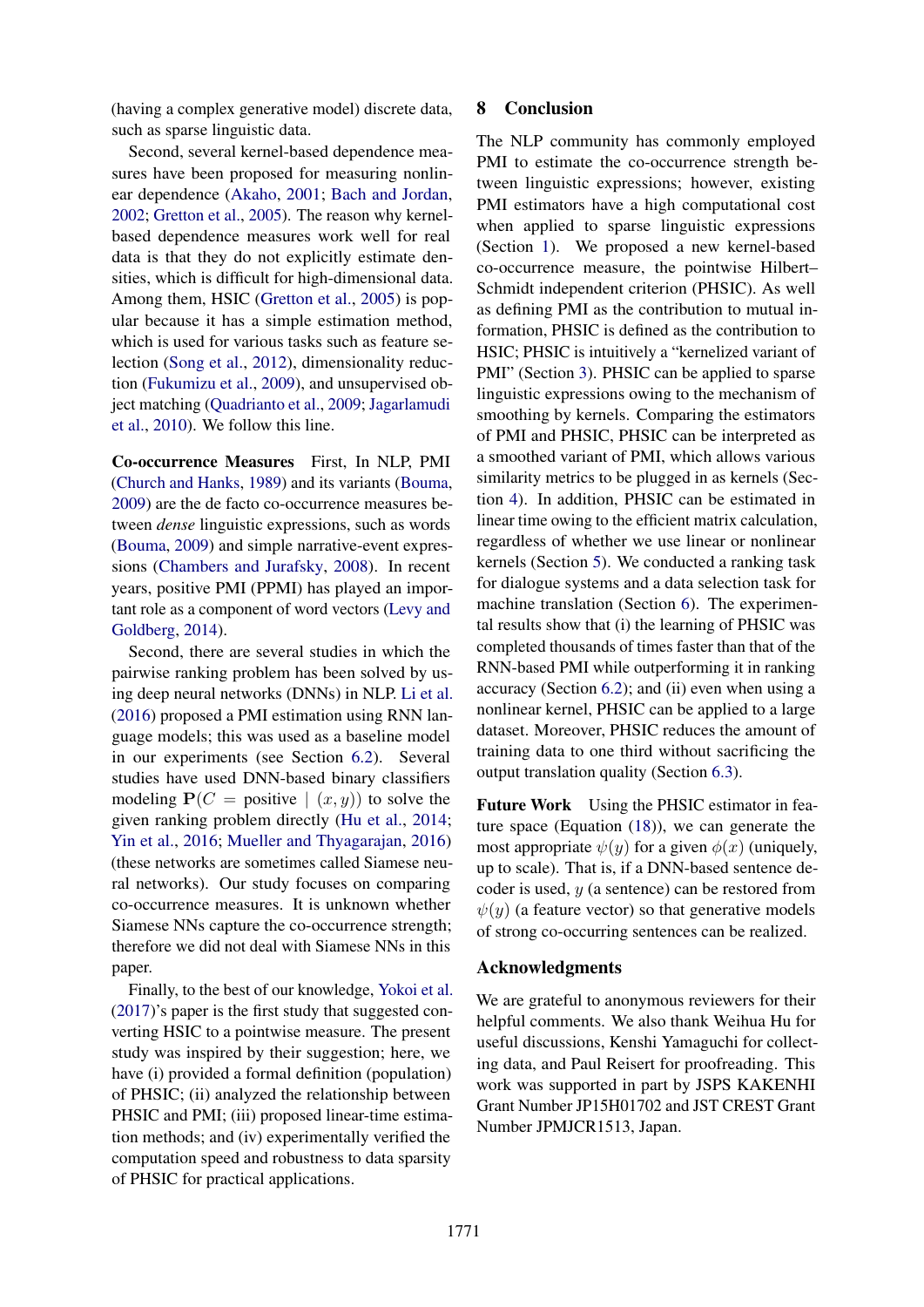(having a complex generative model) discrete data, such as sparse linguistic data.

Second, several kernel-based dependence measures have been proposed for measuring nonlinear dependence (Akaho, 2001; Bach and Jordan, 2002; Gretton et al., 2005). The reason why kernel-based dependence measures work well for real data is that they do not explicitly estimate densities, which is difficult for high-dimensional data. Among them, HSIC (Gretton et al., 2005) is popular because it has a simple estimation method, which is used for various tasks such as feature selection (Song et al., 2012), dimensionality reduction (Fukumizu et al., 2009), and unsupervised object matching (Quadrianto et al., 2009; Jagarlamudi et al., 2010). We follow this line.

**Co-occurrence Measures** First, In NLP, PMI (Church and Hanks, 1989) and its variants (Bouma, 2009) are the de facto co-occurrence measures between *dense* linguistic expressions, such as words (Bouma, 2009) and simple narrative-event expressions (Chambers and Jurafsky, 2008). In recent years, positive PMI (PPMI) has played an important role as a component of word vectors (Levy and Goldberg, 2014).

Second, there are several studies in which the pairwise ranking problem has been solved by using deep neural networks (DNNs) in NLP. Li et al. (2016) proposed a PMI estimation using RNN language models; this was used as a baseline model in our experiments (see Section 6.2). Several studies have used DNN-based binary classifiers modeling $\mathbf{P}(C = \text{positive} \mid (x, y))$ to solve the given ranking problem directly (Hu et al., 2014; Yin et al., 2016; Mueller and Thyagarajan, 2016) (these networks are sometimes called Siamese neural networks). Our study focuses on comparing co-occurrence measures. It is unknown whether Siamese NNs capture the co-occurrence strength; therefore we did not deal with Siamese NNs in this paper.

Finally, to the best of our knowledge, Yokoi et al. (2017)'s paper is the first study that suggested converting HSIC to a pointwise measure. The present study was inspired by their suggestion; here, we have (i) provided a formal definition (population) of PHSIC; (ii) analyzed the relationship between PHSIC and PMI; (iii) proposed linear-time estimation methods; and (iv) experimentally verified the computation speed and robustness to data sparsity of PHSIC for practical applications.

## 8 Conclusion

The NLP community has commonly employed PMI to estimate the co-occurrence strength between linguistic expressions; however, existing PMI estimators have a high computational cost when applied to sparse linguistic expressions (Section 1). We proposed a new kernel-based co-occurrence measure, the pointwise Hilbert–Schmidt independent criterion (PHSIC). As well as defining PMI as the contribution to mutual information, PHSIC is defined as the contribution to HSIC; PHSIC is intuitively a "kernelized variant of PMI" (Section 3). PHSIC can be applied to sparse linguistic expressions owing to the mechanism of smoothing by kernels. Comparing the estimators of PMI and PHSIC, PHSIC can be interpreted as a smoothed variant of PMI, which allows various similarity metrics to be plugged in as kernels (Section 4). In addition, PHSIC can be estimated in linear time owing to the efficient matrix calculation, regardless of whether we use linear or nonlinear kernels (Section 5). We conducted a ranking task for dialogue systems and a data selection task for machine translation (Section 6). The experimental results show that (i) the learning of PHSIC was completed thousands of times faster than that of the RNN-based PMI while outperforming it in ranking accuracy (Section 6.2); and (ii) even when using a nonlinear kernel, PHSIC can be applied to a large dataset. Moreover, PHSIC reduces the amount of training data to one third without sacrificing the output translation quality (Section 6.3).

**Future Work** Using the PHSIC estimator in feature space (Equation (18)), we can generate the most appropriate $\psi(y)$ for a given $\phi(x)$ (uniquely, up to scale). That is, if a DNN-based sentence decoder is used, $y$ (a sentence) can be restored from $\psi(y)$ (a feature vector) so that generative models of strong co-occurring sentences can be realized.

## Acknowledgments

We are grateful to anonymous reviewers for their helpful comments. We also thank Weihua Hu for useful discussions, Kenshi Yamaguchi for collecting data, and Paul Reisert for proofreading. This work was supported in part by JSPS KAKENHI Grant Number JP15H01702 and JST CREST Grant Number JPMJCR1513, Japan.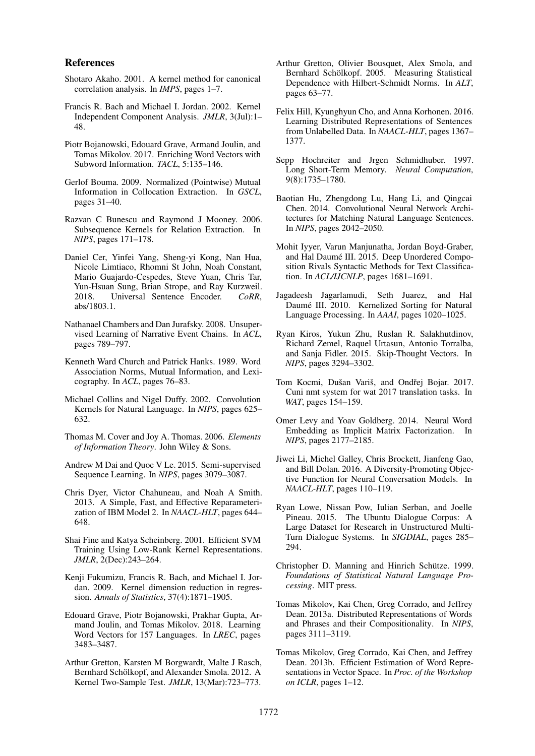## References

Shotaro Akaho. 2001. A kernel method for canonical correlation analysis. In *IMPS*, pages 1–7.

Francis R. Bach and Michael I. Jordan. 2002. Kernel Independent Component Analysis. *JMLR*, 3(Jul):1–48.

Piotr Bojanowski, Edouard Grave, Armand Joulin, and Tomas Mikolov. 2017. Enriching Word Vectors with Subword Information. *TACL*, 5:135–146.

Gerlof Bouma. 2009. Normalized (Pointwise) Mutual Information in Collocation Extraction. In *GSCL*, pages 31–40.

Razvan C Bunescu and Raymond J Mooney. 2006. Subsequence Kernels for Relation Extraction. In *NIPS*, pages 171–178.

Daniel Cer, Yinfei Yang, Sheng-yi Kong, Nan Hua, Nicole Limtiaco, Rhomni St John, Noah Constant, Mario Guajardo-Cespedes, Steve Yuan, Chris Tar, Yun-Hsuan Sung, Brian Strope, and Ray Kurzweil. 2018. Universal Sentence Encoder. *CoRR*, abs/1803.1.

Nathanael Chambers and Dan Jurafsky. 2008. Unsupervised Learning of Narrative Event Chains. In *ACL*, pages 789–797.

Kenneth Ward Church and Patrick Hanks. 1989. Word Association Norms, Mutual Information, and Lexicography. In *ACL*, pages 76–83.

Michael Collins and Nigel Duffy. 2002. Convolution Kernels for Natural Language. In *NIPS*, pages 625–632.

Thomas M. Cover and Joy A. Thomas. 2006. *Elements of Information Theory*. John Wiley & Sons.

Andrew M Dai and Quoc V Le. 2015. Semi-supervised Sequence Learning. In *NIPS*, pages 3079–3087.

Chris Dyer, Victor Chahuneau, and Noah A Smith. 2013. A Simple, Fast, and Effective Reparameterization of IBM Model 2. In *NAACL-HLT*, pages 644–648.

Shai Fine and Katya Scheinberg. 2001. Efficient SVM Training Using Low-Rank Kernel Representations. *JMLR*, 2(Dec):243–264.

Kenji Fukumizu, Francis R. Bach, and Michael I. Jordan. 2009. Kernel dimension reduction in regression. *Annals of Statistics*, 37(4):1871–1905.

Edouard Grave, Piotr Bojanowski, Prakhar Gupta, Armand Joulin, and Tomas Mikolov. 2018. Learning Word Vectors for 157 Languages. In *LREC*, pages 3483–3487.

Arthur Gretton, Karsten M Borgwardt, Malte J Rasch, Bernhard Schölkopf, and Alexander Smola. 2012. A Kernel Two-Sample Test. *JMLR*, 13(Mar):723–773.

Arthur Gretton, Olivier Bousquet, Alex Smola, and Bernhard Schölkopf. 2005. Measuring Statistical Dependence with Hilbert-Schmidt Norms. In *ALT*, pages 63–77.

Felix Hill, Kyunghyun Cho, and Anna Korhonen. 2016. Learning Distributed Representations of Sentences from Unlabelled Data. In *NAACL-HLT*, pages 1367–1377.

Sepp Hochreiter and Jrgen Schmidhuber. 1997. Long Short-Term Memory. *Neural Computation*, 9(8):1735–1780.

Baotian Hu, Zhengdong Lu, Hang Li, and Qingcai Chen. 2014. Convolutional Neural Network Architectures for Matching Natural Language Sentences. In *NIPS*, pages 2042–2050.

Mohit Iyyer, Varun Manjunatha, Jordan Boyd-Graber, and Hal Daumé III. 2015. Deep Unordered Composition Rivals Syntactic Methods for Text Classification. In *ACL/IJCNLP*, pages 1681–1691.

Jagadeesh Jagarlamudi, Seth Juarez, and Hal Daumé III. 2010. Kernelized Sorting for Natural Language Processing. In *AAAI*, pages 1020–1025.

Ryan Kiros, Yukun Zhu, Ruslan R. Salakhutdinov, Richard Zemel, Raquel Urtasun, Antonio Torralba, and Sanja Fidler. 2015. Skip-Thought Vectors. In *NIPS*, pages 3294–3302.

Tom Kocmi, Dušan Variš, and Ondřej Bojar. 2017. Cuni nmt system for wat 2017 translation tasks. In *WAT*, pages 154–159.

Omer Levy and Yoav Goldberg. 2014. Neural Word Embedding as Implicit Matrix Factorization. In *NIPS*, pages 2177–2185.

Jiwei Li, Michel Galley, Chris Brockett, Jianfeng Gao, and Bill Dolan. 2016. A Diversity-Promoting Objective Function for Neural Conversation Models. In *NAACL-HLT*, pages 110–119.

Ryan Lowe, Nissan Pow, Iulian Serban, and Joelle Pineau. 2015. The Ubuntu Dialogue Corpus: A Large Dataset for Research in Unstructured Multi-Turn Dialogue Systems. In *SIGDIAL*, pages 285–294.

Christopher D. Manning and Hinrich Schütze. 1999. *Foundations of Statistical Natural Language Processing*. MIT press.

Tomas Mikolov, Kai Chen, Greg Corrado, and Jeffrey Dean. 2013a. Distributed Representations of Words and Phrases and their Compositionality. In *NIPS*, pages 3111–3119.

Tomas Mikolov, Greg Corrado, Kai Chen, and Jeffrey Dean. 2013b. Efficient Estimation of Word Representations in Vector Space. In *Proc. of the Workshop on ICLR*, pages 1–12.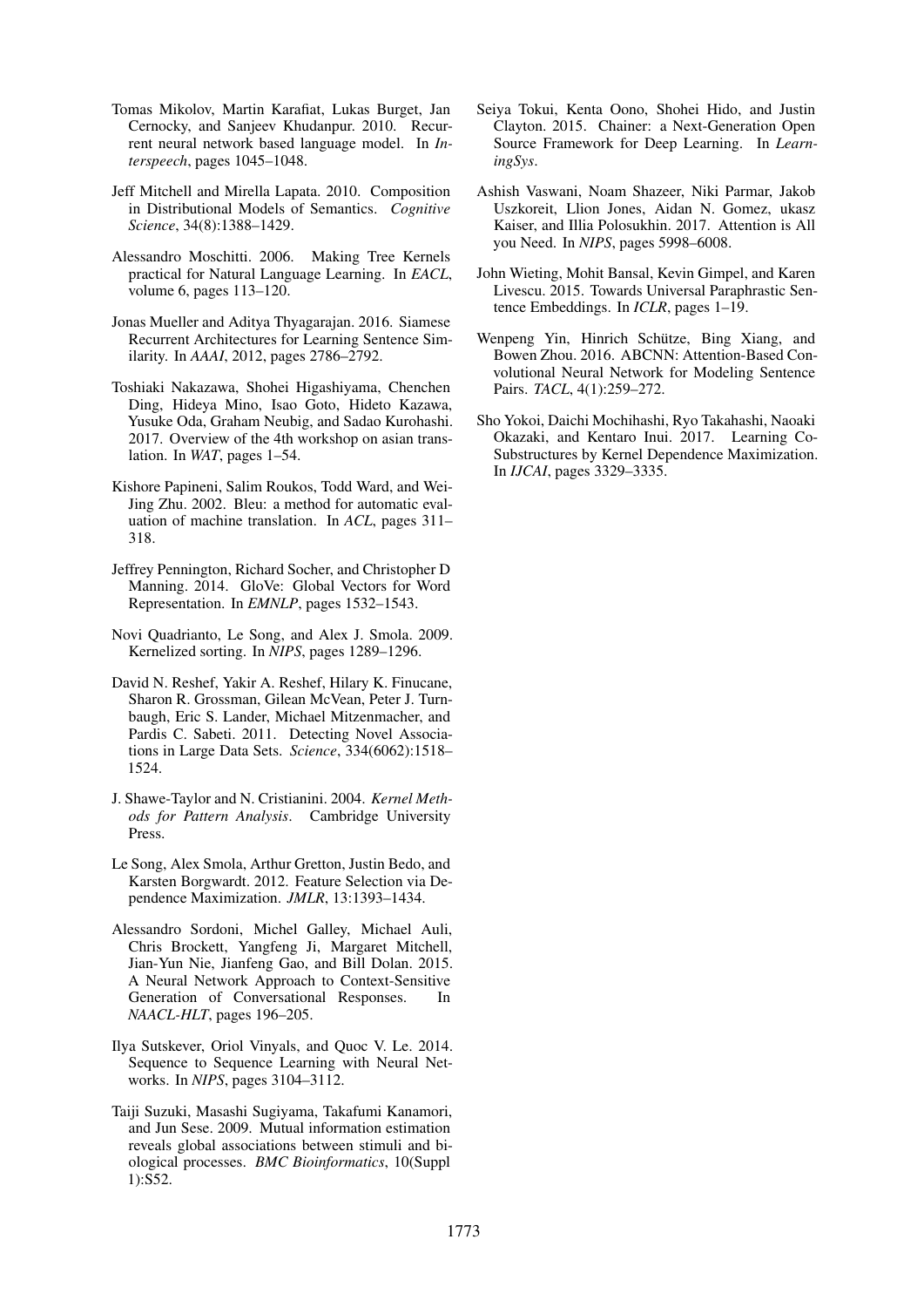Tomas Mikolov, Martin Karafiat, Lukas Burget, Jan Cernocky, and Sanjeev Khudanpur. 2010. Recurrent neural network based language model. In *Interspeech*, pages 1045–1048.

Jeff Mitchell and Mirella Lapata. 2010. Composition in Distributional Models of Semantics. *Cognitive Science*, 34(8):1388–1429.

Alessandro Moschitti. 2006. Making Tree Kernels practical for Natural Language Learning. In *EACL*, volume 6, pages 113–120.

Jonas Mueller and Aditya Thyagarajan. 2016. Siamese Recurrent Architectures for Learning Sentence Similarity. In *AAAI*, 2012, pages 2786–2792.

Toshiaki Nakazawa, Shohei Higashiyama, Chenchen Ding, Hideya Mino, Isao Goto, Hideto Kazawa, Yusuke Oda, Graham Neubig, and Sadao Kurohashi. 2017. Overview of the 4th workshop on asian translation. In *WAT*, pages 1–54.

Kishore Papineni, Salim Roukos, Todd Ward, and Wei-Jing Zhu. 2002. Bleu: a method for automatic evaluation of machine translation. In *ACL*, pages 311–318.

Jeffrey Pennington, Richard Socher, and Christopher D Manning. 2014. GloVe: Global Vectors for Word Representation. In *EMNLP*, pages 1532–1543.

Novi Quadrianto, Le Song, and Alex J. Smola. 2009. Kernelized sorting. In *NIPS*, pages 1289–1296.

David N. Reshef, Yakir A. Reshef, Hilary K. Finucane, Sharon R. Grossman, Gilean McVean, Peter J. Turnbaugh, Eric S. Lander, Michael Mitzenmacher, and Pardis C. Sabeti. 2011. Detecting Novel Associations in Large Data Sets. *Science*, 334(6062):1518–1524.

J. Shawe-Taylor and N. Cristianini. 2004. *Kernel Methods for Pattern Analysis*. Cambridge University Press.

Le Song, Alex Smola, Arthur Gretton, Justin Bedo, and Karsten Borgwardt. 2012. Feature Selection via Dependence Maximization. *JMLR*, 13:1393–1434.

Alessandro Sordoni, Michel Galley, Michael Auli, Chris Brockett, Yangfeng Ji, Margaret Mitchell, Jian-Yun Nie, Jianfeng Gao, and Bill Dolan. 2015. A Neural Network Approach to Context-Sensitive Generation of Conversational Responses. In *NAACL-HLT*, pages 196–205.

Ilya Sutskever, Oriol Vinyals, and Quoc V. Le. 2014. Sequence to Sequence Learning with Neural Networks. In *NIPS*, pages 3104–3112.

Taiji Suzuki, Masashi Sugiyama, Takafumi Kanamori, and Jun Sese. 2009. Mutual information estimation reveals global associations between stimuli and biological processes. *BMC Bioinformatics*, 10(Suppl 1):S52.

Seiya Tokui, Kenta Oono, Shohei Hido, and Justin Clayton. 2015. Chainer: a Next-Generation Open Source Framework for Deep Learning. In *LearningSys*.

Ashish Vaswani, Noam Shazeer, Niki Parmar, Jakob Uszkoreit, Llion Jones, Aidan N. Gomez, ukasz Kaiser, and Illia Polosukhin. 2017. Attention is All you Need. In *NIPS*, pages 5998–6008.

John Wieting, Mohit Bansal, Kevin Gimpel, and Karen Livescu. 2015. Towards Universal Paraphrastic Sentence Embeddings. In *ICLR*, pages 1–19.

Wenpeng Yin, Hinrich Schütze, Bing Xiang, and Bowen Zhou. 2016. ABCNN: Attention-Based Convolutional Neural Network for Modeling Sentence Pairs. *TACL*, 4(1):259–272.

Sho Yokoi, Daichi Mochihashi, Ryo Takahashi, Naoaki Okazaki, and Kentaro Inui. 2017. Learning Co-Substructures by Kernel Dependence Maximization. In *IJCAI*, pages 3329–3335.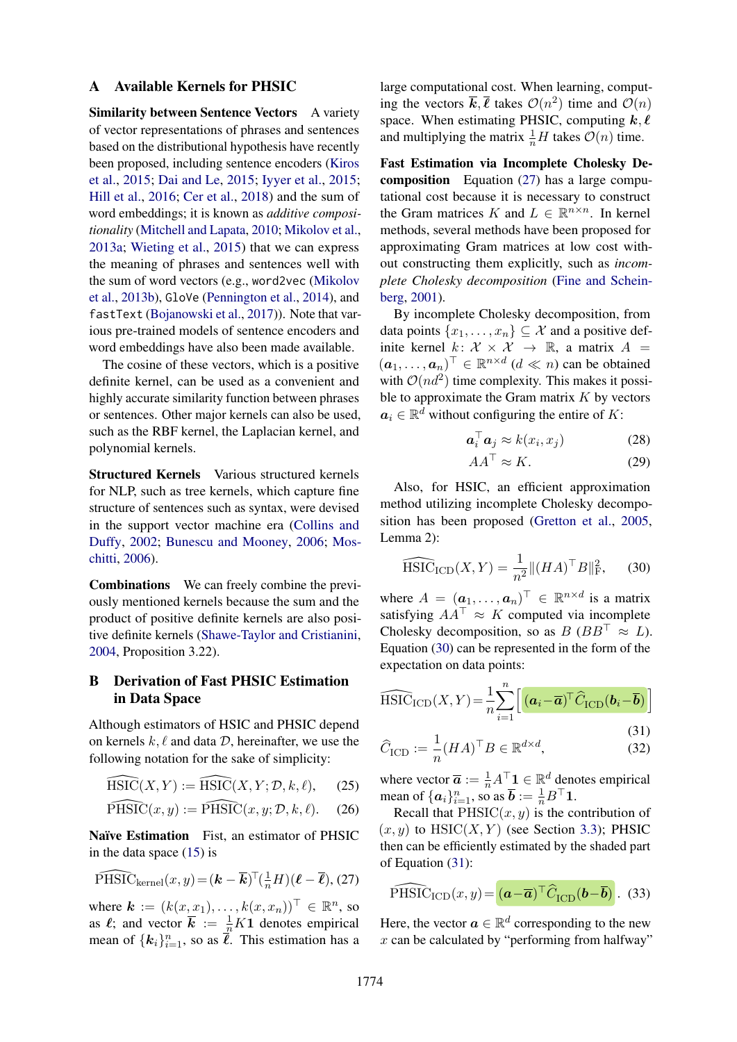## A Available Kernels for PHSIC

**Similarity between Sentence Vectors** A variety of vector representations of phrases and sentences based on the distributional hypothesis have recently been proposed, including sentence encoders (Kiros et al., 2015; Dai and Le, 2015; Iyyer et al., 2015; Hill et al., 2016; Cer et al., 2018) and the sum of word embeddings; it is known as *additive compositionality* (Mitchell and Lapata, 2010; Mikolov et al., 2013a; Wieting et al., 2015) that we can express the meaning of phrases and sentences well with the sum of word vectors (e.g., `word2vec` (Mikolov et al., 2013b), `GloVe` (Pennington et al., 2014), and `fastText` (Bojanowski et al., 2017)). Note that various pre-trained models of sentence encoders and word embeddings have also been made available.

The cosine of these vectors, which is a positive definite kernel, can be used as a convenient and highly accurate similarity function between phrases or sentences. Other major kernels can also be used, such as the RBF kernel, the Laplacian kernel, and polynomial kernels.

**Structured Kernels** Various structured kernels for NLP, such as tree kernels, which capture fine structure of sentences such as syntax, were devised in the support vector machine era (Collins and Duffy, 2002; Bunescu and Mooney, 2006; Moschitti, 2006).

**Combinations** We can freely combine the previously mentioned kernels because the sum and the product of positive definite kernels are also positive definite kernels (Shawe-Taylor and Cristianini, 2004, Proposition 3.22).

## B Derivation of Fast PHSIC Estimation in Data Space

Although estimators of HSIC and PHSIC depend on kernels $k, \ell$ and data $\mathcal{D}$, hereinafter, we use the following notation for the sake of simplicity:

$$\widehat{\mathrm{HSIC}}(X,Y) := \widehat{\mathrm{HSIC}}(X,Y;\mathcal{D},k,\ell), \quad (25)$$

$$\widehat{\mathrm{PHSIC}}(x,y) := \widehat{\mathrm{PHSIC}}(x,y;\mathcal{D},k,\ell). \quad (26)$$

**Naïve Estimation** Fist, an estimator of PHSIC in the data space (15) is

$$\widehat{\mathrm{PHSIC}}_{\mathrm{kernel}}(x,y) = (\boldsymbol{k}-\overline{\boldsymbol{k}})^\top (\tfrac{1}{n}H)(\boldsymbol{\ell}-\overline{\boldsymbol{\ell}}), \quad (27)$$

where $\boldsymbol{k} := (k(x,x_1),\ldots,k(x,x_n))^\top \in \mathbb{R}^n$, so as $\boldsymbol{\ell}$; and vector $\overline{\boldsymbol{k}} := \frac{1}{n}K\mathbf{1}$ denotes empirical mean of $\{\boldsymbol{k}_i\}_{i=1}^n$, so as $\overline{\boldsymbol{\ell}}$. This estimation has a large computational cost. When learning, computing the vectors $\overline{\boldsymbol{k}}, \overline{\boldsymbol{\ell}}$ takes $\mathcal{O}(n^2)$ time and $\mathcal{O}(n)$ space. When estimating PHSIC, computing $\boldsymbol{k}, \boldsymbol{\ell}$ and multiplying the matrix $\frac{1}{n}H$ takes $\mathcal{O}(n)$ time.

**Fast Estimation via Incomplete Cholesky Decomposition** Equation (27) has a large computational cost because it is necessary to construct the Gram matrices $K$ and $L \in \mathbb{R}^{n\times n}$. In kernel methods, several methods have been proposed for approximating Gram matrices at low cost without constructing them explicitly, such as *incomplete Cholesky decomposition* (Fine and Scheinberg, 2001).

By incomplete Cholesky decomposition, from data points $\{x_1,\ldots,x_n\} \subseteq \mathcal{X}$ and a positive definite kernel $k\colon \mathcal{X}\times\mathcal{X} \to \mathbb{R}$, a matrix $A = (\boldsymbol{a}_1,\ldots,\boldsymbol{a}_n)^\top \in \mathbb{R}^{n\times d}$ ($d \ll n$) can be obtained with $\mathcal{O}(nd^2)$ time complexity. This makes it possible to approximate the Gram matrix $K$ by vectors $\boldsymbol{a}_i \in \mathbb{R}^d$ without configuring the entire of $K$:

$$\boldsymbol{a}_i^\top \boldsymbol{a}_j \approx k(x_i,x_j) \quad (28)$$

$$AA^\top \approx K. \quad (29)$$

Also, for HSIC, an efficient approximation method utilizing incomplete Cholesky decomposition has been proposed (Gretton et al., 2005, Lemma 2):

$$\widehat{\mathrm{HSIC}}_{\mathrm{ICD}}(X,Y) = \frac{1}{n^2}\|(HA)^\top B\|_{\mathrm{F}}^2, \quad (30)$$

where $A = (\boldsymbol{a}_1,\ldots,\boldsymbol{a}_n)^\top \in \mathbb{R}^{n\times d}$ is a matrix satisfying $AA^\top \approx K$ computed via incomplete Cholesky decomposition, so as $B$ ($BB^\top \approx L$). Equation (30) can be represented in the form of the expectation on data points:

$$\widehat{\mathrm{HSIC}}_{\mathrm{ICD}}(X,Y) = \frac{1}{n}\sum_{i=1}^{n}\Big[(\boldsymbol{a}_i-\overline{\boldsymbol{a}})^\top \widehat{C}_{\mathrm{ICD}}(\boldsymbol{b}_i-\overline{\boldsymbol{b}})\Big] \quad (31)$$

$$\widehat{C}_{\mathrm{ICD}} := \frac{1}{n}(HA)^\top B \in \mathbb{R}^{d\times d}, \quad (32)$$

where vector $\overline{\boldsymbol{a}} := \frac{1}{n}A^\top\mathbf{1} \in \mathbb{R}^d$ denotes empirical mean of $\{\boldsymbol{a}_i\}_{i=1}^n$, so as $\overline{\boldsymbol{b}} := \frac{1}{n}B^\top\mathbf{1}$.

Recall that $\mathrm{PHSIC}(x,y)$ is the contribution of $(x,y)$ to $\mathrm{HSIC}(X,Y)$ (see Section 3.3); PHSIC then can be efficiently estimated by the shaded part of Equation (31):

$$\widehat{\mathrm{PHSIC}}_{\mathrm{ICD}}(x,y) = (\boldsymbol{a}-\overline{\boldsymbol{a}})^\top \widehat{C}_{\mathrm{ICD}}(\boldsymbol{b}-\overline{\boldsymbol{b}}). \quad (33)$$

Here, the vector $\boldsymbol{a} \in \mathbb{R}^d$ corresponding to the new $x$ can be calculated by "performing from halfway"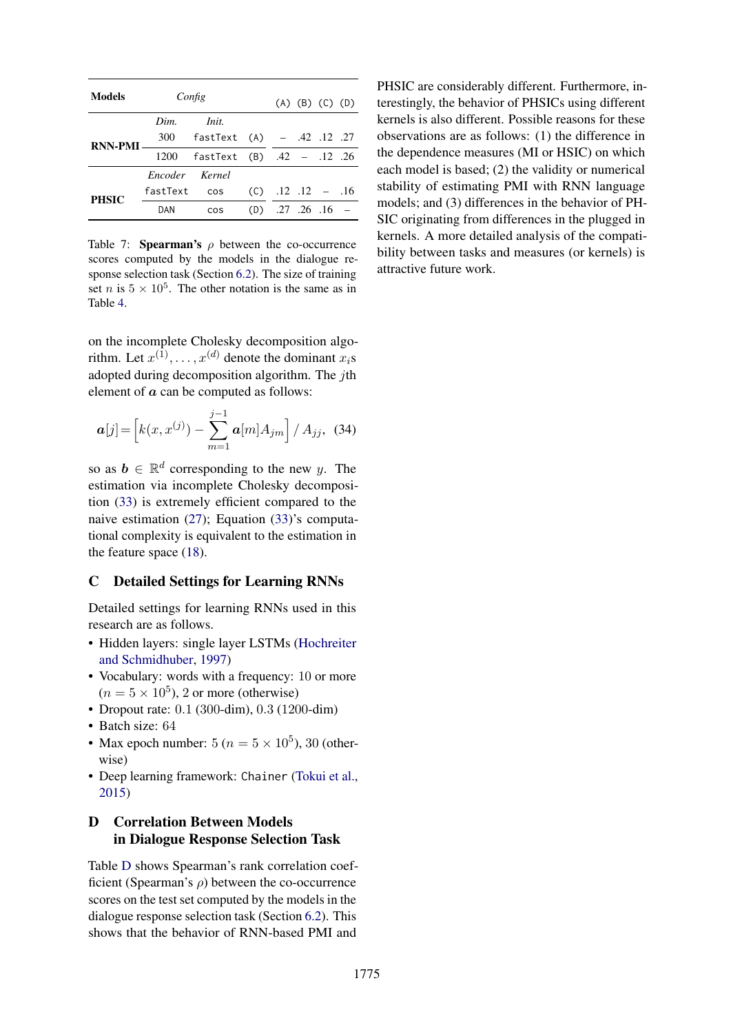| Models | Config | | | (A) | (B) | (C) | (D) |
|---|---|---|---|---|---|---|---|
| | *Dim.* | *Init.* | | | | | |
| RNN-PMI | 300 | fastText | (A) | – | .42 | .12 | .27 |
| | 1200 | fastText | (B) | .42 | – | .12 | .26 |
| | *Encoder* | *Kernel* | | | | | |
| PHSIC | fastText | cos | (C) | .12 | .12 | – | .16 |
| | DAN | cos | (D) | .27 | .26 | .16 | – |

Table 7: **Spearman's** $\rho$ between the co-occurrence scores computed by the models in the dialogue response selection task (Section 6.2). The size of training set $n$ is $5 \times 10^5$. The other notation is the same as in Table 4.

on the incomplete Cholesky decomposition algorithm. Let $x^{(1)}, \dots, x^{(d)}$ denote the dominant $x_i$s adopted during decomposition algorithm. The $j$th element of $\boldsymbol{a}$ can be computed as follows:

$$\boldsymbol{a}[j] = \left[ k(x, x^{(j)}) - \sum_{m=1}^{j-1} \boldsymbol{a}[m] A_{jm} \right] / A_{jj}, \quad (34)$$

so as $\boldsymbol{b} \in \mathbb{R}^d$ corresponding to the new $y$. The estimation via incomplete Cholesky decomposition (33) is extremely efficient compared to the naive estimation (27); Equation (33)'s computational complexity is equivalent to the estimation in the feature space (18).

## C Detailed Settings for Learning RNNs

Detailed settings for learning RNNs used in this research are as follows:

- Hidden layers: single layer LSTMs (Hochreiter and Schmidhuber, 1997)
- Vocabulary: words with a frequency: 10 or more ($n = 5 \times 10^5$), 2 or more (otherwise)
- Dropout rate: 0.1 (300-dim), 0.3 (1200-dim)
- Batch size: 64
- Max epoch number: 5 ($n = 5 \times 10^5$), 30 (otherwise)
- Deep learning framework: `Chainer` (Tokui et al., 2015)

## D Correlation Between Models in Dialogue Response Selection Task

Table D shows Spearman's rank correlation coefficient (Spearman's $\rho$) between the co-occurrence scores on the test set computed by the models in the dialogue response selection task (Section 6.2). This shows that the behavior of RNN-based PMI and PHSIC are considerably different. Furthermore, interestingly, the behavior of PHSICs using different kernels is also different. Possible reasons for these observations are as follows: (1) the difference in the dependence measures (MI or HSIC) on which each model is based; (2) the validity or numerical stability of estimating PMI with RNN language models; and (3) differences in the behavior of PHSIC originating from differences in the plugged in kernels. A more detailed analysis of the compatibility between tasks and measures (or kernels) is attractive future work.